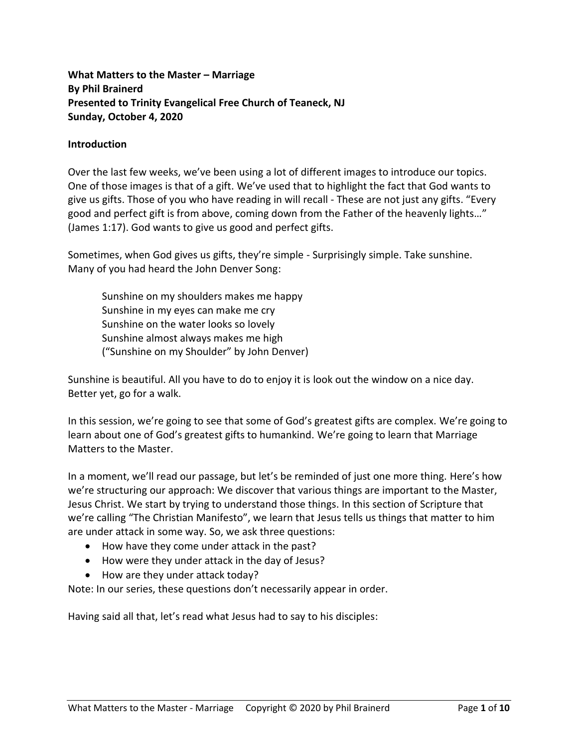**What Matters to the Master – Marriage**
**By Phil Brainerd**
**Presented to Trinity Evangelical Free Church of Teaneck, NJ**
**Sunday, October 4, 2020**

**Introduction**

Over the last few weeks, we've been using a lot of different images to introduce our topics. One of those images is that of a gift. We've used that to highlight the fact that God wants to give us gifts. Those of you who have reading in will recall - These are not just any gifts. "Every good and perfect gift is from above, coming down from the Father of the heavenly lights…" (James 1:17). God wants to give us good and perfect gifts.

Sometimes, when God gives us gifts, they're simple - Surprisingly simple. Take sunshine. Many of you had heard the John Denver Song:

> Sunshine on my shoulders makes me happy
> Sunshine in my eyes can make me cry
> Sunshine on the water looks so lovely
> Sunshine almost always makes me high
> ("Sunshine on my Shoulder" by John Denver)

Sunshine is beautiful. All you have to do to enjoy it is look out the window on a nice day. Better yet, go for a walk.

In this session, we're going to see that some of God's greatest gifts are complex. We're going to learn about one of God's greatest gifts to humankind. We're going to learn that Marriage Matters to the Master.

In a moment, we'll read our passage, but let's be reminded of just one more thing. Here's how we're structuring our approach: We discover that various things are important to the Master, Jesus Christ. We start by trying to understand those things. In this section of Scripture that we're calling "The Christian Manifesto", we learn that Jesus tells us things that matter to him are under attack in some way. So, we ask three questions:

- How have they come under attack in the past?
- How were they under attack in the day of Jesus?
- How are they under attack today?

Note: In our series, these questions don't necessarily appear in order.

Having said all that, let's read what Jesus had to say to his disciples: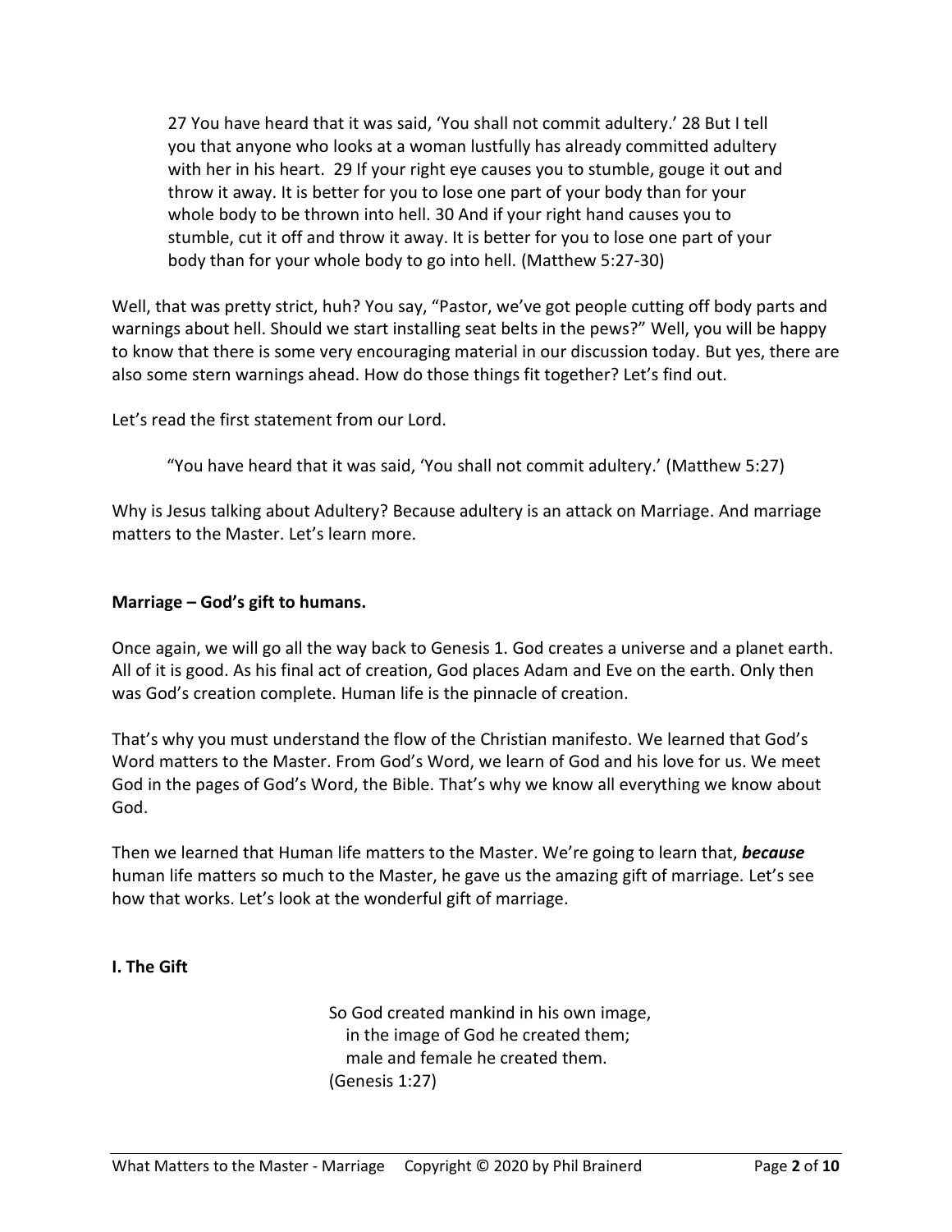> 27 You have heard that it was said, 'You shall not commit adultery.' 28 But I tell you that anyone who looks at a woman lustfully has already committed adultery with her in his heart. 29 If your right eye causes you to stumble, gouge it out and throw it away. It is better for you to lose one part of your body than for your whole body to be thrown into hell. 30 And if your right hand causes you to stumble, cut it off and throw it away. It is better for you to lose one part of your body than for your whole body to go into hell. (Matthew 5:27-30)

Well, that was pretty strict, huh? You say, "Pastor, we've got people cutting off body parts and warnings about hell. Should we start installing seat belts in the pews?" Well, you will be happy to know that there is some very encouraging material in our discussion today. But yes, there are also some stern warnings ahead. How do those things fit together? Let's find out.

Let's read the first statement from our Lord.

> "You have heard that it was said, 'You shall not commit adultery.' (Matthew 5:27)

Why is Jesus talking about Adultery? Because adultery is an attack on Marriage. And marriage matters to the Master. Let's learn more.

**Marriage – God's gift to humans.**

Once again, we will go all the way back to Genesis 1. God creates a universe and a planet earth. All of it is good. As his final act of creation, God places Adam and Eve on the earth. Only then was God's creation complete. Human life is the pinnacle of creation.

That's why you must understand the flow of the Christian manifesto. We learned that God's Word matters to the Master. From God's Word, we learn of God and his love for us. We meet God in the pages of God's Word, the Bible. That's why we know all everything we know about God.

Then we learned that Human life matters to the Master. We're going to learn that, ***because*** human life matters so much to the Master, he gave us the amazing gift of marriage. Let's see how that works. Let's look at the wonderful gift of marriage.

**I. The Gift**

> So God created mankind in his own image,
> in the image of God he created them;
> male and female he created them.
> (Genesis 1:27)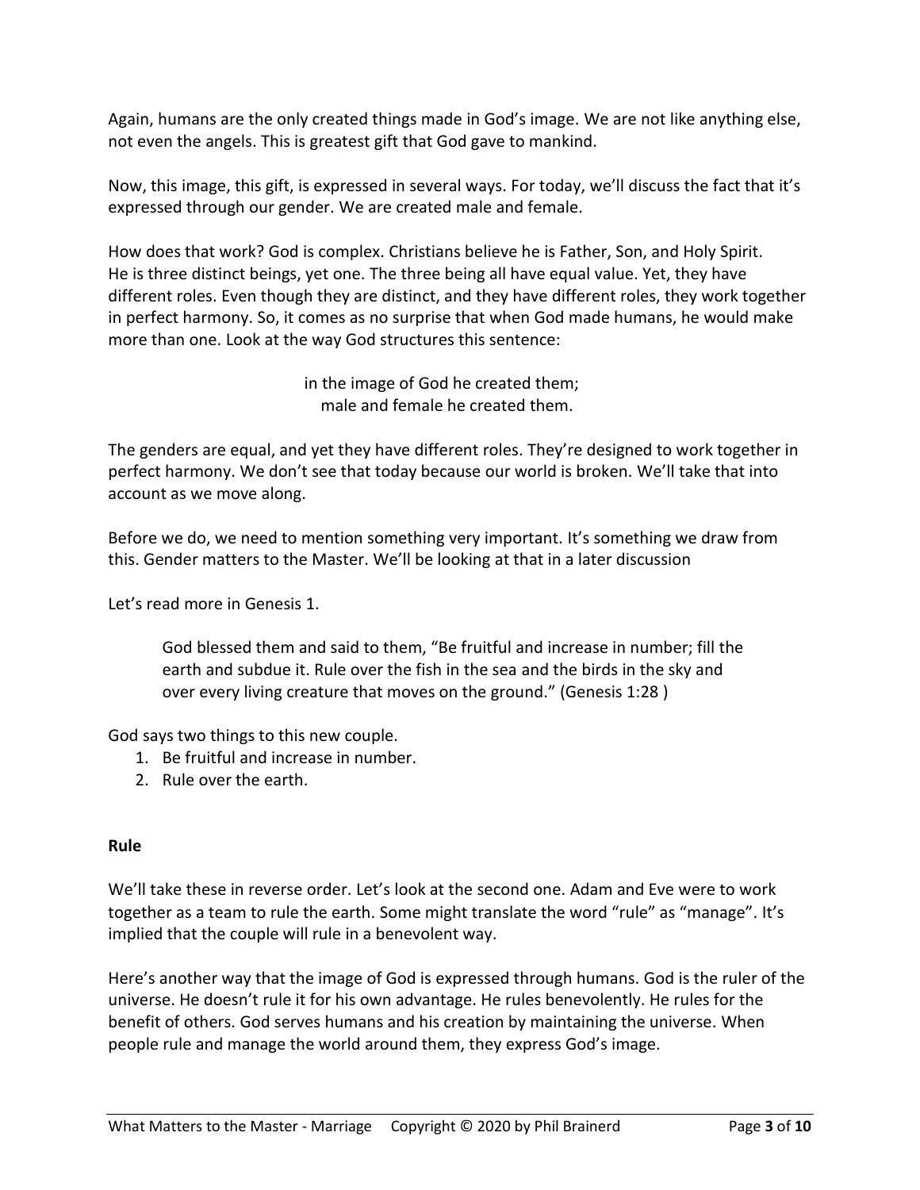Again, humans are the only created things made in God's image. We are not like anything else, not even the angels. This is greatest gift that God gave to mankind.

Now, this image, this gift, is expressed in several ways. For today, we'll discuss the fact that it's expressed through our gender. We are created male and female.

How does that work? God is complex. Christians believe he is Father, Son, and Holy Spirit. He is three distinct beings, yet one. The three being all have equal value. Yet, they have different roles. Even though they are distinct, and they have different roles, they work together in perfect harmony. So, it comes as no surprise that when God made humans, he would make more than one. Look at the way God structures this sentence:

> in the image of God he created them;
> male and female he created them.

The genders are equal, and yet they have different roles. They're designed to work together in perfect harmony. We don't see that today because our world is broken. We'll take that into account as we move along.

Before we do, we need to mention something very important. It's something we draw from this. Gender matters to the Master. We'll be looking at that in a later discussion

Let's read more in Genesis 1.

> God blessed them and said to them, "Be fruitful and increase in number; fill the earth and subdue it. Rule over the fish in the sea and the birds in the sky and over every living creature that moves on the ground." (Genesis 1:28 )

God says two things to this new couple.

1. Be fruitful and increase in number.
2. Rule over the earth.

**Rule**

We'll take these in reverse order. Let's look at the second one. Adam and Eve were to work together as a team to rule the earth. Some might translate the word "rule" as "manage". It's implied that the couple will rule in a benevolent way.

Here's another way that the image of God is expressed through humans. God is the ruler of the universe. He doesn't rule it for his own advantage. He rules benevolently. He rules for the benefit of others. God serves humans and his creation by maintaining the universe. When people rule and manage the world around them, they express God's image.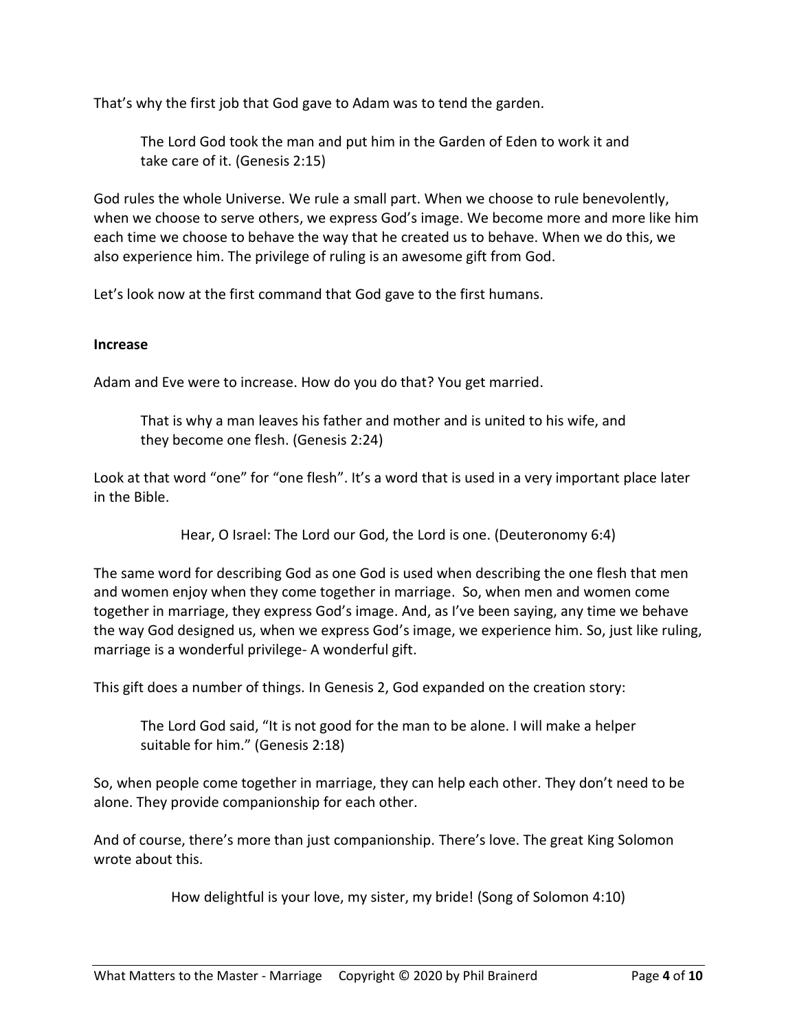That's why the first job that God gave to Adam was to tend the garden.

> The Lord God took the man and put him in the Garden of Eden to work it and take care of it. (Genesis 2:15)

God rules the whole Universe. We rule a small part. When we choose to rule benevolently, when we choose to serve others, we express God's image. We become more and more like him each time we choose to behave the way that he created us to behave. When we do this, we also experience him. The privilege of ruling is an awesome gift from God.

Let's look now at the first command that God gave to the first humans.

**Increase**

Adam and Eve were to increase. How do you do that? You get married.

> That is why a man leaves his father and mother and is united to his wife, and they become one flesh. (Genesis 2:24)

Look at that word "one" for "one flesh". It's a word that is used in a very important place later in the Bible.

> Hear, O Israel: The Lord our God, the Lord is one. (Deuteronomy 6:4)

The same word for describing God as one God is used when describing the one flesh that men and women enjoy when they come together in marriage. So, when men and women come together in marriage, they express God's image. And, as I've been saying, any time we behave the way God designed us, when we express God's image, we experience him. So, just like ruling, marriage is a wonderful privilege- A wonderful gift.

This gift does a number of things. In Genesis 2, God expanded on the creation story:

> The Lord God said, "It is not good for the man to be alone. I will make a helper suitable for him." (Genesis 2:18)

So, when people come together in marriage, they can help each other. They don't need to be alone. They provide companionship for each other.

And of course, there's more than just companionship. There's love. The great King Solomon wrote about this.

> How delightful is your love, my sister, my bride! (Song of Solomon 4:10)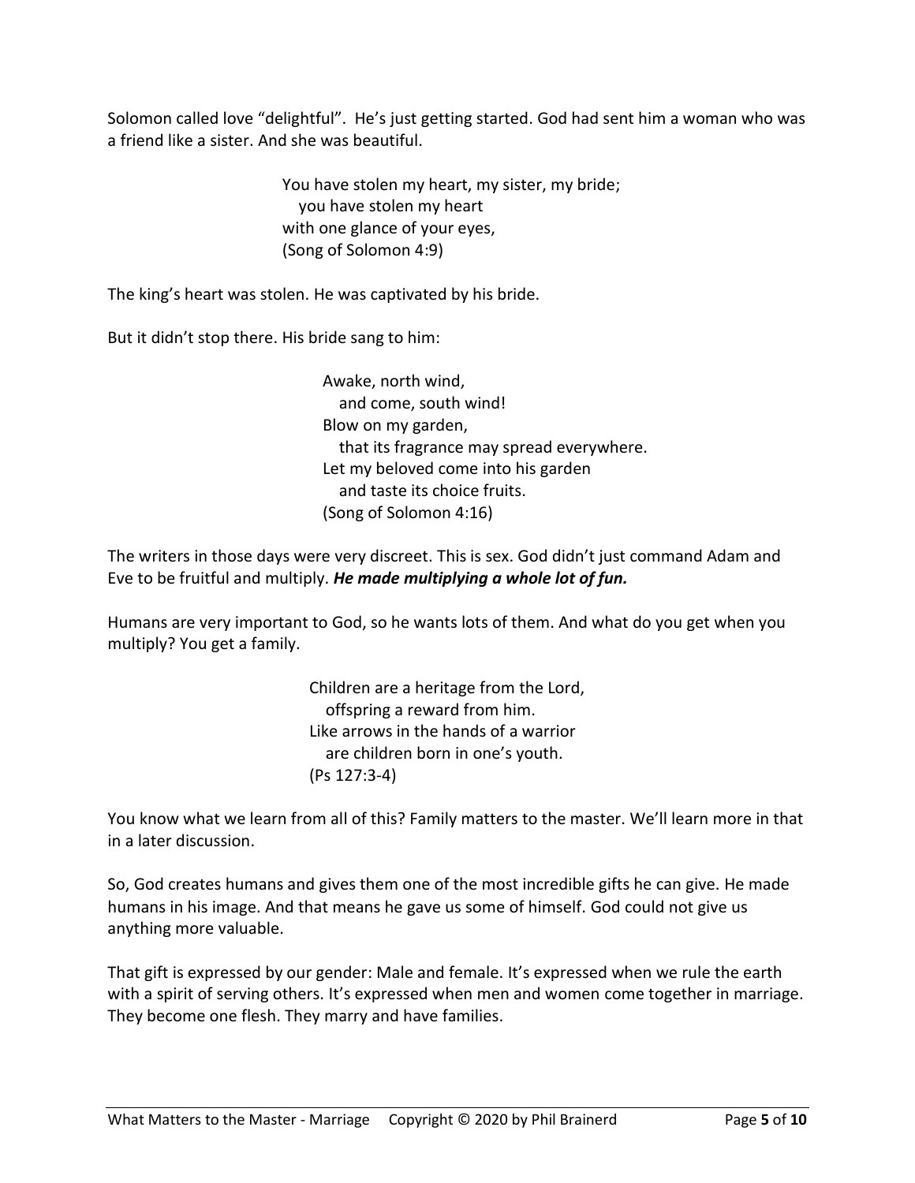Solomon called love "delightful". He's just getting started. God had sent him a woman who was a friend like a sister. And she was beautiful.

> You have stolen my heart, my sister, my bride;
> you have stolen my heart
> with one glance of your eyes,
> (Song of Solomon 4:9)

The king's heart was stolen. He was captivated by his bride.

But it didn't stop there. His bride sang to him:

> Awake, north wind,
> and come, south wind!
> Blow on my garden,
> that its fragrance may spread everywhere.
> Let my beloved come into his garden
> and taste its choice fruits.
> (Song of Solomon 4:16)

The writers in those days were very discreet. This is sex. God didn't just command Adam and Eve to be fruitful and multiply. ***He made multiplying a whole lot of fun.***

Humans are very important to God, so he wants lots of them. And what do you get when you multiply? You get a family.

> Children are a heritage from the Lord,
> offspring a reward from him.
> Like arrows in the hands of a warrior
> are children born in one's youth.
> (Ps 127:3-4)

You know what we learn from all of this? Family matters to the master. We'll learn more in that in a later discussion.

So, God creates humans and gives them one of the most incredible gifts he can give. He made humans in his image. And that means he gave us some of himself. God could not give us anything more valuable.

That gift is expressed by our gender: Male and female. It's expressed when we rule the earth with a spirit of serving others. It's expressed when men and women come together in marriage. They become one flesh. They marry and have families.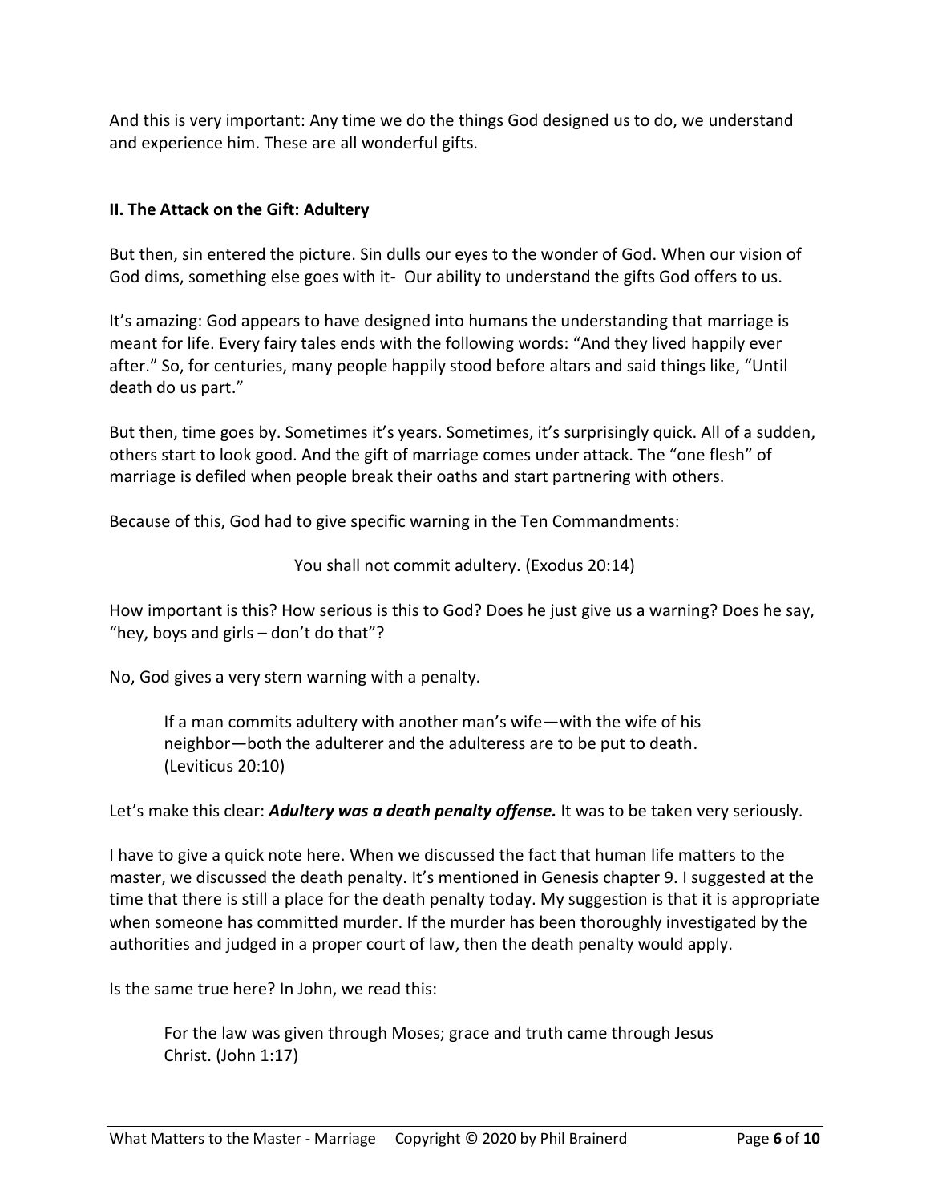And this is very important: Any time we do the things God designed us to do, we understand and experience him. These are all wonderful gifts.

### II. The Attack on the Gift: Adultery

But then, sin entered the picture. Sin dulls our eyes to the wonder of God. When our vision of God dims, something else goes with it- Our ability to understand the gifts God offers to us.

It's amazing: God appears to have designed into humans the understanding that marriage is meant for life. Every fairy tales ends with the following words: "And they lived happily ever after." So, for centuries, many people happily stood before altars and said things like, "Until death do us part."

But then, time goes by. Sometimes it's years. Sometimes, it's surprisingly quick. All of a sudden, others start to look good. And the gift of marriage comes under attack. The "one flesh" of marriage is defiled when people break their oaths and start partnering with others.

Because of this, God had to give specific warning in the Ten Commandments:

> You shall not commit adultery. (Exodus 20:14)

How important is this? How serious is this to God? Does he just give us a warning? Does he say, "hey, boys and girls – don't do that"?

No, God gives a very stern warning with a penalty.

> If a man commits adultery with another man's wife—with the wife of his neighbor—both the adulterer and the adulteress are to be put to death. (Leviticus 20:10)

Let's make this clear: ***Adultery was a death penalty offense.*** It was to be taken very seriously.

I have to give a quick note here. When we discussed the fact that human life matters to the master, we discussed the death penalty. It's mentioned in Genesis chapter 9. I suggested at the time that there is still a place for the death penalty today. My suggestion is that it is appropriate when someone has committed murder. If the murder has been thoroughly investigated by the authorities and judged in a proper court of law, then the death penalty would apply.

Is the same true here? In John, we read this:

> For the law was given through Moses; grace and truth came through Jesus Christ. (John 1:17)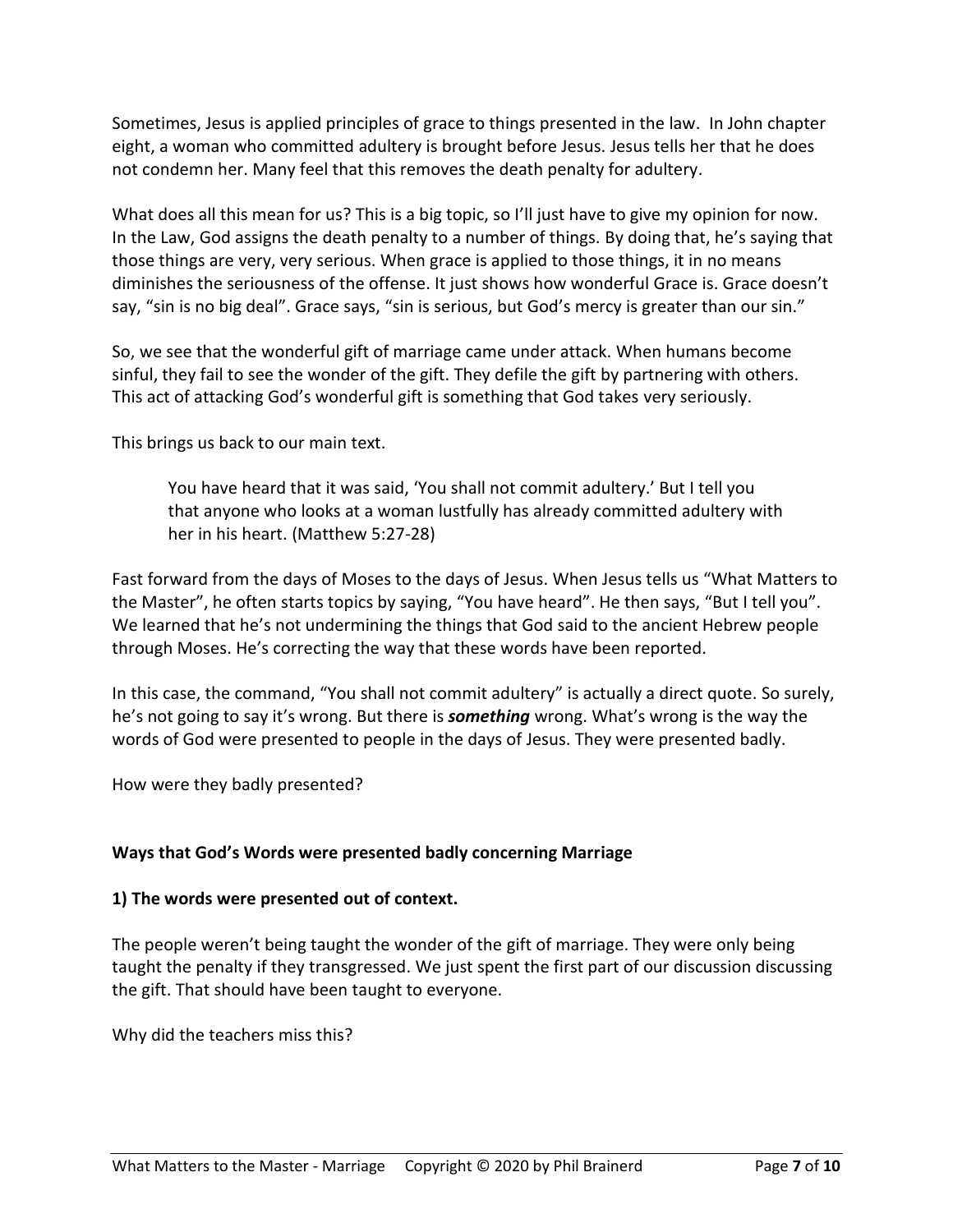Sometimes, Jesus is applied principles of grace to things presented in the law. In John chapter eight, a woman who committed adultery is brought before Jesus. Jesus tells her that he does not condemn her. Many feel that this removes the death penalty for adultery.

What does all this mean for us? This is a big topic, so I'll just have to give my opinion for now. In the Law, God assigns the death penalty to a number of things. By doing that, he's saying that those things are very, very serious. When grace is applied to those things, it in no means diminishes the seriousness of the offense. It just shows how wonderful Grace is. Grace doesn't say, "sin is no big deal". Grace says, "sin is serious, but God's mercy is greater than our sin."

So, we see that the wonderful gift of marriage came under attack. When humans become sinful, they fail to see the wonder of the gift. They defile the gift by partnering with others. This act of attacking God's wonderful gift is something that God takes very seriously.

This brings us back to our main text.

> You have heard that it was said, 'You shall not commit adultery.' But I tell you that anyone who looks at a woman lustfully has already committed adultery with her in his heart. (Matthew 5:27-28)

Fast forward from the days of Moses to the days of Jesus. When Jesus tells us "What Matters to the Master", he often starts topics by saying, "You have heard". He then says, "But I tell you". We learned that he's not undermining the things that God said to the ancient Hebrew people through Moses. He's correcting the way that these words have been reported.

In this case, the command, "You shall not commit adultery" is actually a direct quote. So surely, he's not going to say it's wrong. But there is ***something*** wrong. What's wrong is the way the words of God were presented to people in the days of Jesus. They were presented badly.

How were they badly presented?

**Ways that God's Words were presented badly concerning Marriage**

**1) The words were presented out of context.**

The people weren't being taught the wonder of the gift of marriage. They were only being taught the penalty if they transgressed. We just spent the first part of our discussion discussing the gift. That should have been taught to everyone.

Why did the teachers miss this?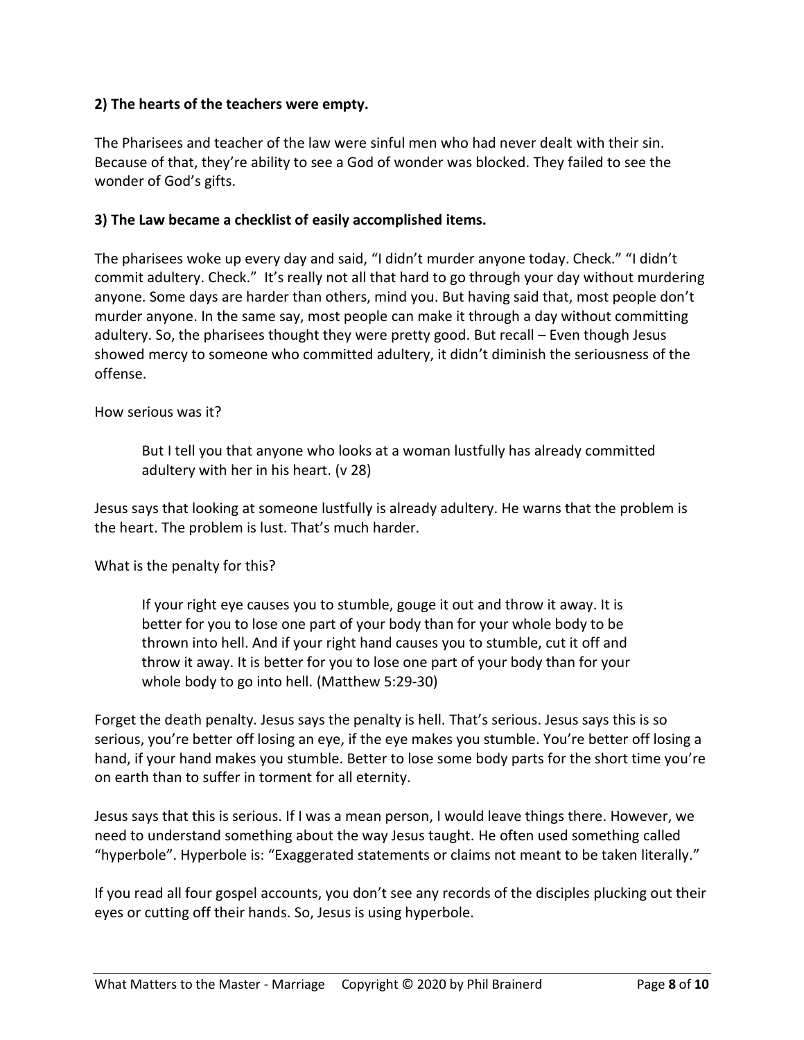**2) The hearts of the teachers were empty.**

The Pharisees and teacher of the law were sinful men who had never dealt with their sin. Because of that, they're ability to see a God of wonder was blocked. They failed to see the wonder of God's gifts.

**3) The Law became a checklist of easily accomplished items.**

The pharisees woke up every day and said, "I didn't murder anyone today. Check." "I didn't commit adultery. Check." It's really not all that hard to go through your day without murdering anyone. Some days are harder than others, mind you. But having said that, most people don't murder anyone. In the same say, most people can make it through a day without committing adultery. So, the pharisees thought they were pretty good. But recall – Even though Jesus showed mercy to someone who committed adultery, it didn't diminish the seriousness of the offense.

How serious was it?

> But I tell you that anyone who looks at a woman lustfully has already committed adultery with her in his heart. (v 28)

Jesus says that looking at someone lustfully is already adultery. He warns that the problem is the heart. The problem is lust. That's much harder.

What is the penalty for this?

> If your right eye causes you to stumble, gouge it out and throw it away. It is better for you to lose one part of your body than for your whole body to be thrown into hell. And if your right hand causes you to stumble, cut it off and throw it away. It is better for you to lose one part of your body than for your whole body to go into hell. (Matthew 5:29-30)

Forget the death penalty. Jesus says the penalty is hell. That's serious. Jesus says this is so serious, you're better off losing an eye, if the eye makes you stumble. You're better off losing a hand, if your hand makes you stumble. Better to lose some body parts for the short time you're on earth than to suffer in torment for all eternity.

Jesus says that this is serious. If I was a mean person, I would leave things there. However, we need to understand something about the way Jesus taught. He often used something called "hyperbole". Hyperbole is: "Exaggerated statements or claims not meant to be taken literally."

If you read all four gospel accounts, you don't see any records of the disciples plucking out their eyes or cutting off their hands. So, Jesus is using hyperbole.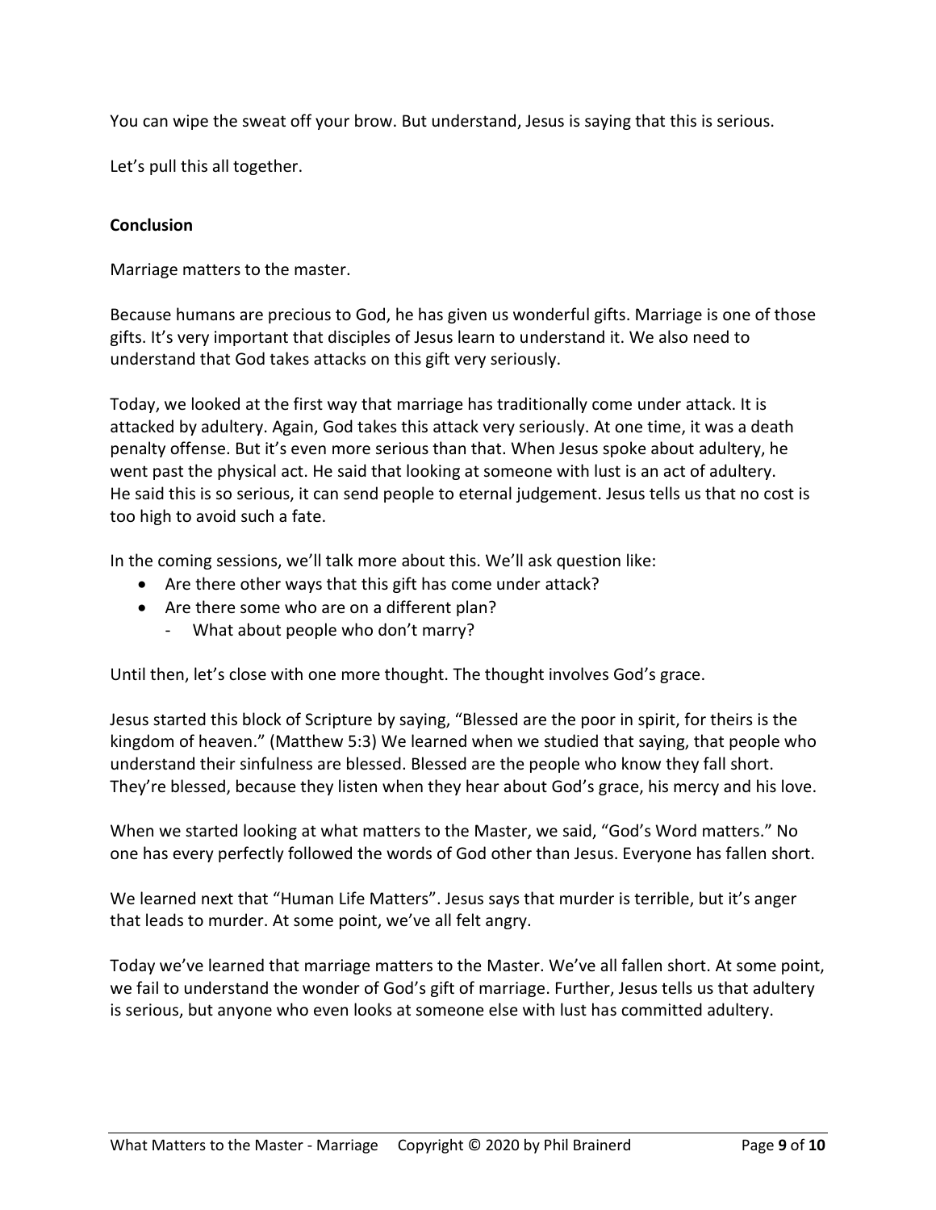You can wipe the sweat off your brow. But understand, Jesus is saying that this is serious.

Let's pull this all together.

**Conclusion**

Marriage matters to the master.

Because humans are precious to God, he has given us wonderful gifts. Marriage is one of those gifts. It's very important that disciples of Jesus learn to understand it. We also need to understand that God takes attacks on this gift very seriously.

Today, we looked at the first way that marriage has traditionally come under attack. It is attacked by adultery. Again, God takes this attack very seriously. At one time, it was a death penalty offense. But it's even more serious than that. When Jesus spoke about adultery, he went past the physical act. He said that looking at someone with lust is an act of adultery. He said this is so serious, it can send people to eternal judgement. Jesus tells us that no cost is too high to avoid such a fate.

In the coming sessions, we'll talk more about this. We'll ask question like:

- Are there other ways that this gift has come under attack?
- Are there some who are on a different plan?
  - What about people who don't marry?

Until then, let's close with one more thought. The thought involves God's grace.

Jesus started this block of Scripture by saying, "Blessed are the poor in spirit, for theirs is the kingdom of heaven." (Matthew 5:3) We learned when we studied that saying, that people who understand their sinfulness are blessed. Blessed are the people who know they fall short. They're blessed, because they listen when they hear about God's grace, his mercy and his love.

When we started looking at what matters to the Master, we said, "God's Word matters." No one has every perfectly followed the words of God other than Jesus. Everyone has fallen short.

We learned next that "Human Life Matters". Jesus says that murder is terrible, but it's anger that leads to murder. At some point, we've all felt angry.

Today we've learned that marriage matters to the Master. We've all fallen short. At some point, we fail to understand the wonder of God's gift of marriage. Further, Jesus tells us that adultery is serious, but anyone who even looks at someone else with lust has committed adultery.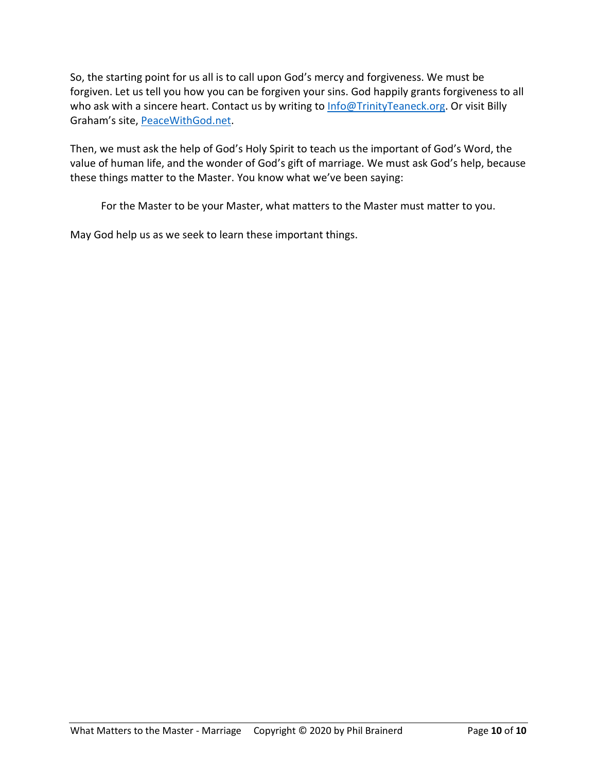So, the starting point for us all is to call upon God's mercy and forgiveness. We must be forgiven. Let us tell you how you can be forgiven your sins. God happily grants forgiveness to all who ask with a sincere heart. Contact us by writing to Info@TrinityTeaneck.org. Or visit Billy Graham's site, PeaceWithGod.net.

Then, we must ask the help of God's Holy Spirit to teach us the important of God's Word, the value of human life, and the wonder of God's gift of marriage. We must ask God's help, because these things matter to the Master. You know what we've been saying:

> For the Master to be your Master, what matters to the Master must matter to you.

May God help us as we seek to learn these important things.